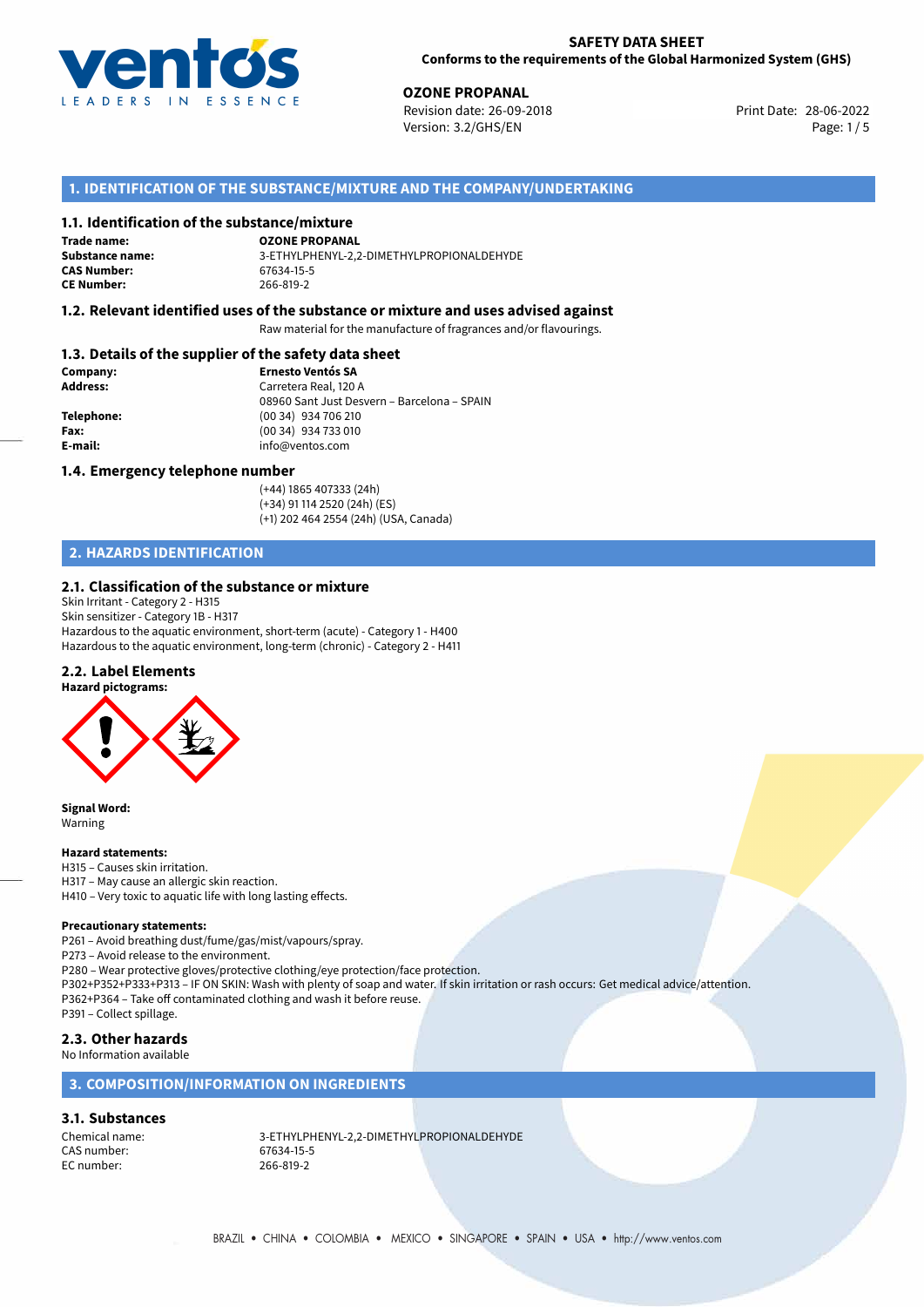**SAFETY DATA SHEET**
**Conforms to the requirements of the Global Harmonized System (GHS)**

**OZONE PROPANAL**
Revision date: 26-09-2018
Version: 3.2/GHS/EN
Print Date: 28-06-2022

## 1. IDENTIFICATION OF THE SUBSTANCE/MIXTURE AND THE COMPANY/UNDERTAKING

### 1.1. Identification of the substance/mixture

**Trade name:** OZONE PROPANAL
**Substance name:** 3-ETHYLPHENYL-2,2-DIMETHYLPROPIONALDEHYDE
**CAS Number:** 67634-15-5
**CE Number:** 266-819-2

### 1.2. Relevant identified uses of the substance or mixture and uses advised against

Raw material for the manufacture of fragrances and/or flavourings.

### 1.3. Details of the supplier of the safety data sheet

**Company:** Ernesto Ventós SA
**Address:** Carretera Real, 120 A
08960 Sant Just Desvern – Barcelona – SPAIN
**Telephone:** (00 34) 934 706 210
**Fax:** (00 34) 934 733 010
**E-mail:** info@ventos.com

### 1.4. Emergency telephone number

(+44) 1865 407333 (24h)
(+34) 91 114 2520 (24h) (ES)
(+1) 202 464 2554 (24h) (USA, Canada)

## 2. HAZARDS IDENTIFICATION

### 2.1. Classification of the substance or mixture

Skin Irritant - Category 2 - H315
Skin sensitizer - Category 1B - H317
Hazardous to the aquatic environment, short-term (acute) - Category 1 - H400
Hazardous to the aquatic environment, long-term (chronic) - Category 2 - H411

### 2.2. Label Elements

**Hazard pictograms:**

**Signal Word:**
Warning

**Hazard statements:**
H315 – Causes skin irritation.
H317 – May cause an allergic skin reaction.
H410 – Very toxic to aquatic life with long lasting effects.

**Precautionary statements:**
P261 – Avoid breathing dust/fume/gas/mist/vapours/spray.
P273 – Avoid release to the environment.
P280 – Wear protective gloves/protective clothing/eye protection/face protection.
P302+P352+P333+P313 – IF ON SKIN: Wash with plenty of soap and water. If skin irritation or rash occurs: Get medical advice/attention.
P362+P364 – Take off contaminated clothing and wash it before reuse.
P391 – Collect spillage.

### 2.3. Other hazards

No Information available

## 3. COMPOSITION/INFORMATION ON INGREDIENTS

### 3.1. Substances

Chemical name: 3-ETHYLPHENYL-2,2-DIMETHYLPROPIONALDEHYDE
CAS number: 67634-15-5
EC number: 266-819-2

BRAZIL • CHINA • COLOMBIA • MEXICO • SINGAPORE • SPAIN • USA • http://www.ventos.com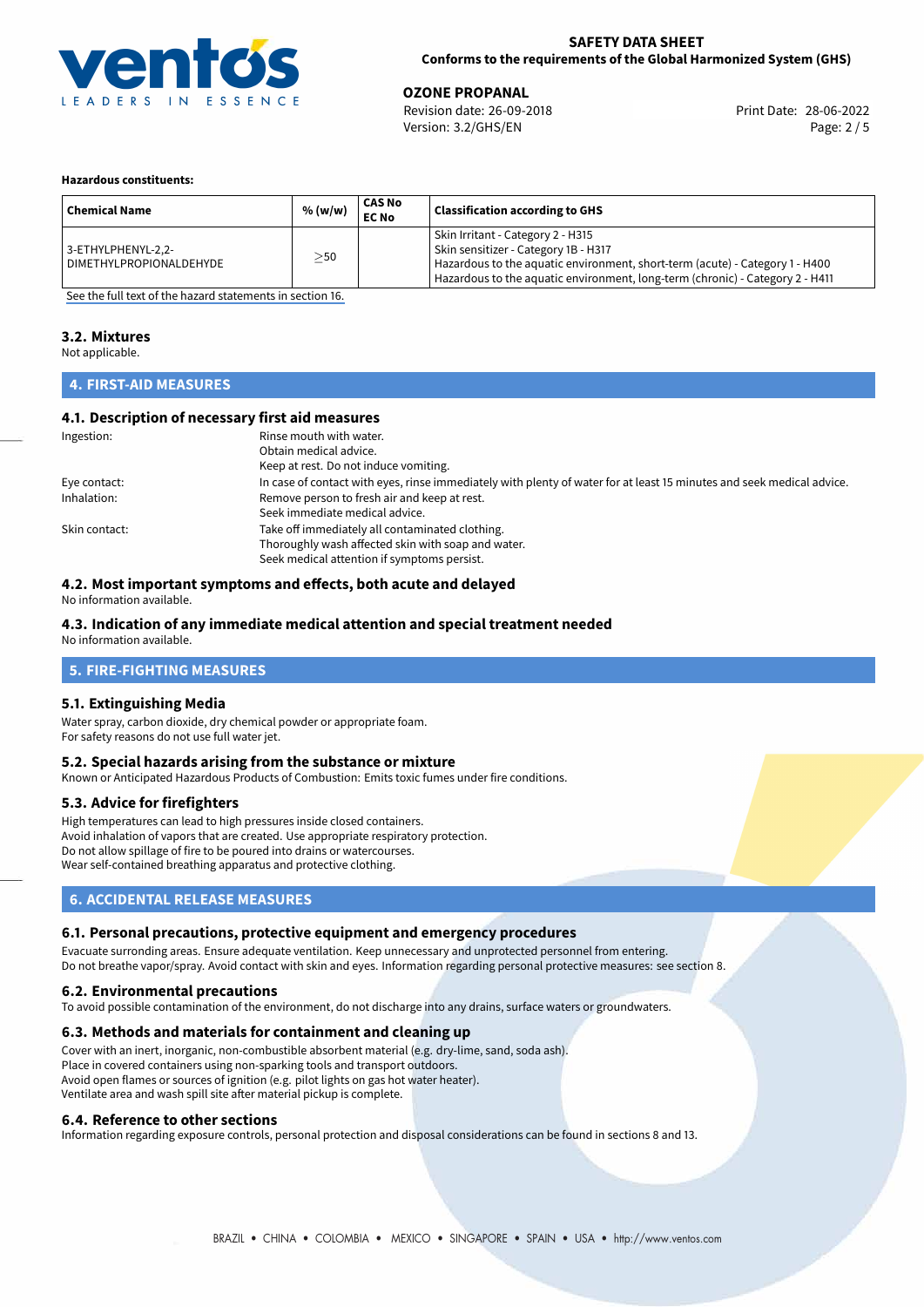**Hazardous constituents:**

| Chemical Name | % (w/w) | CAS No<br>EC No | Classification according to GHS |
|---|---|---|---|
| 3-ETHYLPHENYL-2,2-DIMETHYLPROPIONALDEHYDE | ≥50 | | Skin Irritant - Category 2 - H315<br>Skin sensitizer - Category 1B - H317<br>Hazardous to the aquatic environment, short-term (acute) - Category 1 - H400<br>Hazardous to the aquatic environment, long-term (chronic) - Category 2 - H411 |

See the full text of the hazard statements in section 16.

### 3.2. Mixtures

Not applicable.

## 4. FIRST-AID MEASURES

### 4.1. Description of necessary first aid measures

Ingestion:
Rinse mouth with water.
Obtain medical advice.
Keep at rest. Do not induce vomiting.

Eye contact:
In case of contact with eyes, rinse immediately with plenty of water for at least 15 minutes and seek medical advice.

Inhalation:
Remove person to fresh air and keep at rest.
Seek immediate medical advice.

Skin contact:
Take off immediately all contaminated clothing.
Thoroughly wash affected skin with soap and water.
Seek medical attention if symptoms persist.

### 4.2. Most important symptoms and effects, both acute and delayed

No information available.

### 4.3. Indication of any immediate medical attention and special treatment needed

No information available.

## 5. FIRE-FIGHTING MEASURES

### 5.1. Extinguishing Media

Water spray, carbon dioxide, dry chemical powder or appropriate foam.
For safety reasons do not use full water jet.

### 5.2. Special hazards arising from the substance or mixture

Known or Anticipated Hazardous Products of Combustion: Emits toxic fumes under fire conditions.

### 5.3. Advice for firefighters

High temperatures can lead to high pressures inside closed containers.
Avoid inhalation of vapors that are created. Use appropriate respiratory protection.
Do not allow spillage of fire to be poured into drains or watercourses.
Wear self-contained breathing apparatus and protective clothing.

## 6. ACCIDENTAL RELEASE MEASURES

### 6.1. Personal precautions, protective equipment and emergency procedures

Evacuate surronding areas. Ensure adequate ventilation. Keep unnecessary and unprotected personnel from entering.
Do not breathe vapor/spray. Avoid contact with skin and eyes. Information regarding personal protective measures: see section 8.

### 6.2. Environmental precautions

To avoid possible contamination of the environment, do not discharge into any drains, surface waters or groundwaters.

### 6.3. Methods and materials for containment and cleaning up

Cover with an inert, inorganic, non-combustible absorbent material (e.g. dry-lime, sand, soda ash).
Place in covered containers using non-sparking tools and transport outdoors.
Avoid open flames or sources of ignition (e.g. pilot lights on gas hot water heater).
Ventilate area and wash spill site after material pickup is complete.

### 6.4. Reference to other sections

Information regarding exposure controls, personal protection and disposal considerations can be found in sections 8 and 13.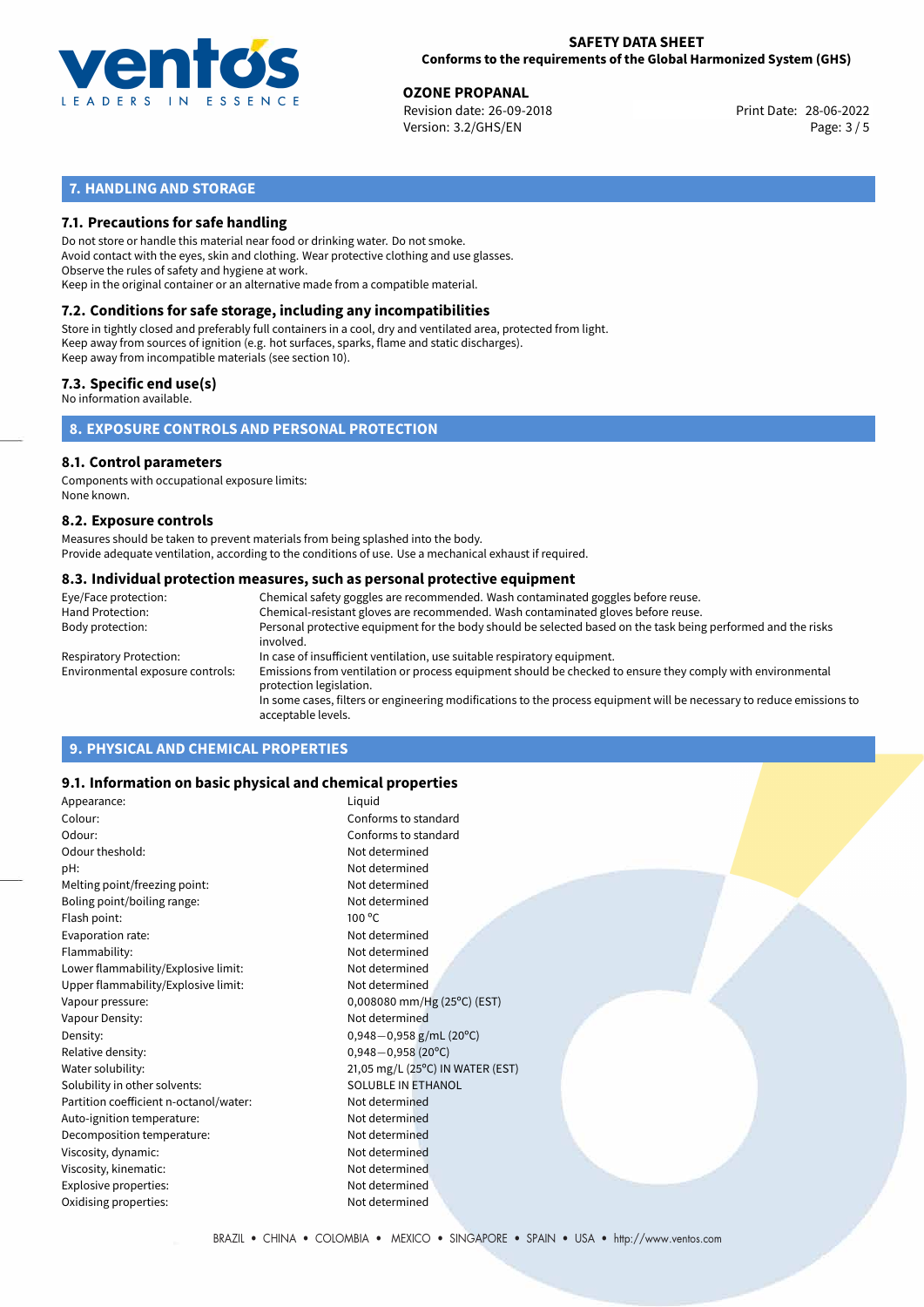## 7. HANDLING AND STORAGE

### 7.1. Precautions for safe handling

Do not store or handle this material near food or drinking water. Do not smoke.
Avoid contact with the eyes, skin and clothing. Wear protective clothing and use glasses.
Observe the rules of safety and hygiene at work.
Keep in the original container or an alternative made from a compatible material.

### 7.2. Conditions for safe storage, including any incompatibilities

Store in tightly closed and preferably full containers in a cool, dry and ventilated area, protected from light.
Keep away from sources of ignition (e.g. hot surfaces, sparks, flame and static discharges).
Keep away from incompatible materials (see section 10).

### 7.3. Specific end use(s)

No information available.

## 8. EXPOSURE CONTROLS AND PERSONAL PROTECTION

### 8.1. Control parameters

Components with occupational exposure limits:
None known.

### 8.2. Exposure controls

Measures should be taken to prevent materials from being splashed into the body.
Provide adequate ventilation, according to the conditions of use. Use a mechanical exhaust if required.

### 8.3. Individual protection measures, such as personal protective equipment

| | |
|---|---|
| Eye/Face protection: | Chemical safety goggles are recommended. Wash contaminated goggles before reuse. |
| Hand Protection: | Chemical-resistant gloves are recommended. Wash contaminated gloves before reuse. |
| Body protection: | Personal protective equipment for the body should be selected based on the task being performed and the risks involved. |
| Respiratory Protection: | In case of insufficient ventilation, use suitable respiratory equipment. |
| Environmental exposure controls: | Emissions from ventilation or process equipment should be checked to ensure they comply with environmental protection legislation. In some cases, filters or engineering modifications to the process equipment will be necessary to reduce emissions to acceptable levels. |

## 9. PHYSICAL AND CHEMICAL PROPERTIES

### 9.1. Information on basic physical and chemical properties

| | |
|---|---|
| Appearance: | Liquid |
| Colour: | Conforms to standard |
| Odour: | Conforms to standard |
| Odour theshold: | Not determined |
| pH: | Not determined |
| Melting point/freezing point: | Not determined |
| Boling point/boiling range: | Not determined |
| Flash point: | 100 °C |
| Evaporation rate: | Not determined |
| Flammability: | Not determined |
| Lower flammability/Explosive limit: | Not determined |
| Upper flammability/Explosive limit: | Not determined |
| Vapour pressure: | 0,008080 mm/Hg (25°C) (EST) |
| Vapour Density: | Not determined |
| Density: | 0,948−0,958 g/mL (20°C) |
| Relative density: | 0,948−0,958 (20°C) |
| Water solubility: | 21,05 mg/L (25°C) IN WATER (EST) |
| Solubility in other solvents: | SOLUBLE IN ETHANOL |
| Partition coefficient n-octanol/water: | Not determined |
| Auto-ignition temperature: | Not determined |
| Decomposition temperature: | Not determined |
| Viscosity, dynamic: | Not determined |
| Viscosity, kinematic: | Not determined |
| Explosive properties: | Not determined |
| Oxidising properties: | Not determined |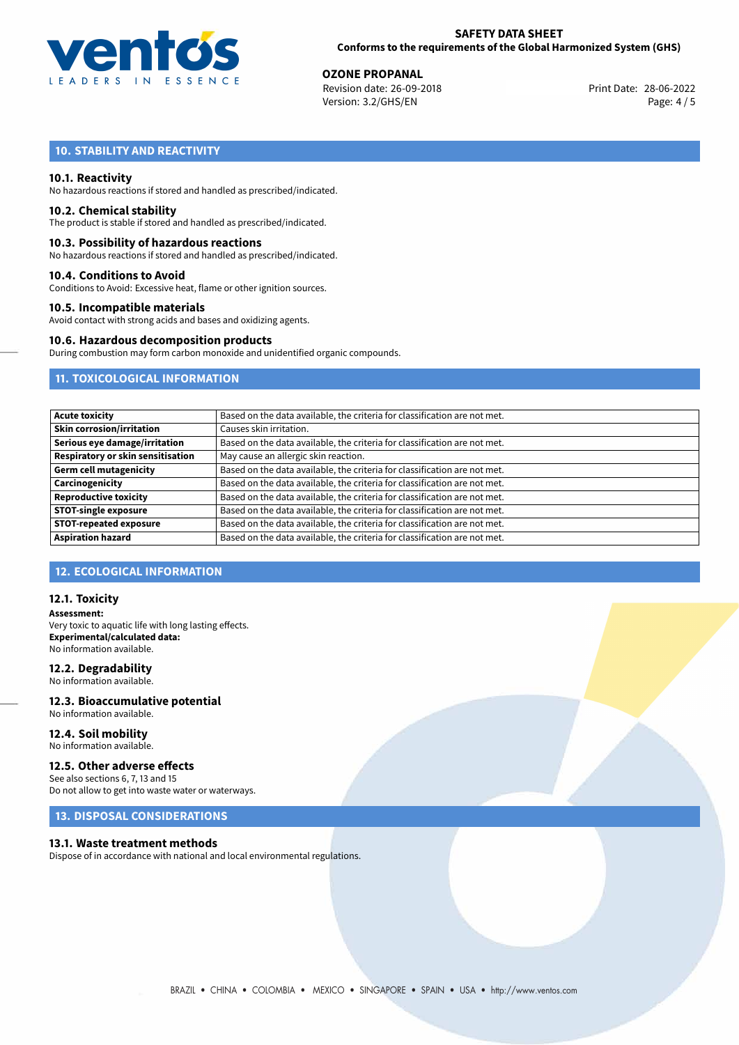## 10. STABILITY AND REACTIVITY

### 10.1. Reactivity

No hazardous reactions if stored and handled as prescribed/indicated.

### 10.2. Chemical stability

The product is stable if stored and handled as prescribed/indicated.

### 10.3. Possibility of hazardous reactions

No hazardous reactions if stored and handled as prescribed/indicated.

### 10.4. Conditions to Avoid

Conditions to Avoid: Excessive heat, flame or other ignition sources.

### 10.5. Incompatible materials

Avoid contact with strong acids and bases and oxidizing agents.

### 10.6. Hazardous decomposition products

During combustion may form carbon monoxide and unidentified organic compounds.

## 11. TOXICOLOGICAL INFORMATION

| | |
|---|---|
| **Acute toxicity** | Based on the data available, the criteria for classification are not met. |
| **Skin corrosion/irritation** | Causes skin irritation. |
| **Serious eye damage/irritation** | Based on the data available, the criteria for classification are not met. |
| **Respiratory or skin sensitisation** | May cause an allergic skin reaction. |
| **Germ cell mutagenicity** | Based on the data available, the criteria for classification are not met. |
| **Carcinogenicity** | Based on the data available, the criteria for classification are not met. |
| **Reproductive toxicity** | Based on the data available, the criteria for classification are not met. |
| **STOT-single exposure** | Based on the data available, the criteria for classification are not met. |
| **STOT-repeated exposure** | Based on the data available, the criteria for classification are not met. |
| **Aspiration hazard** | Based on the data available, the criteria for classification are not met. |

## 12. ECOLOGICAL INFORMATION

### 12.1. Toxicity

**Assessment:**
Very toxic to aquatic life with long lasting effects.
**Experimental/calculated data:**
No information available.

### 12.2. Degradability

No information available.

### 12.3. Bioaccumulative potential

No information available.

### 12.4. Soil mobility

No information available.

### 12.5. Other adverse effects

See also sections 6, 7, 13 and 15
Do not allow to get into waste water or waterways.

## 13. DISPOSAL CONSIDERATIONS

### 13.1. Waste treatment methods

Dispose of in accordance with national and local environmental regulations.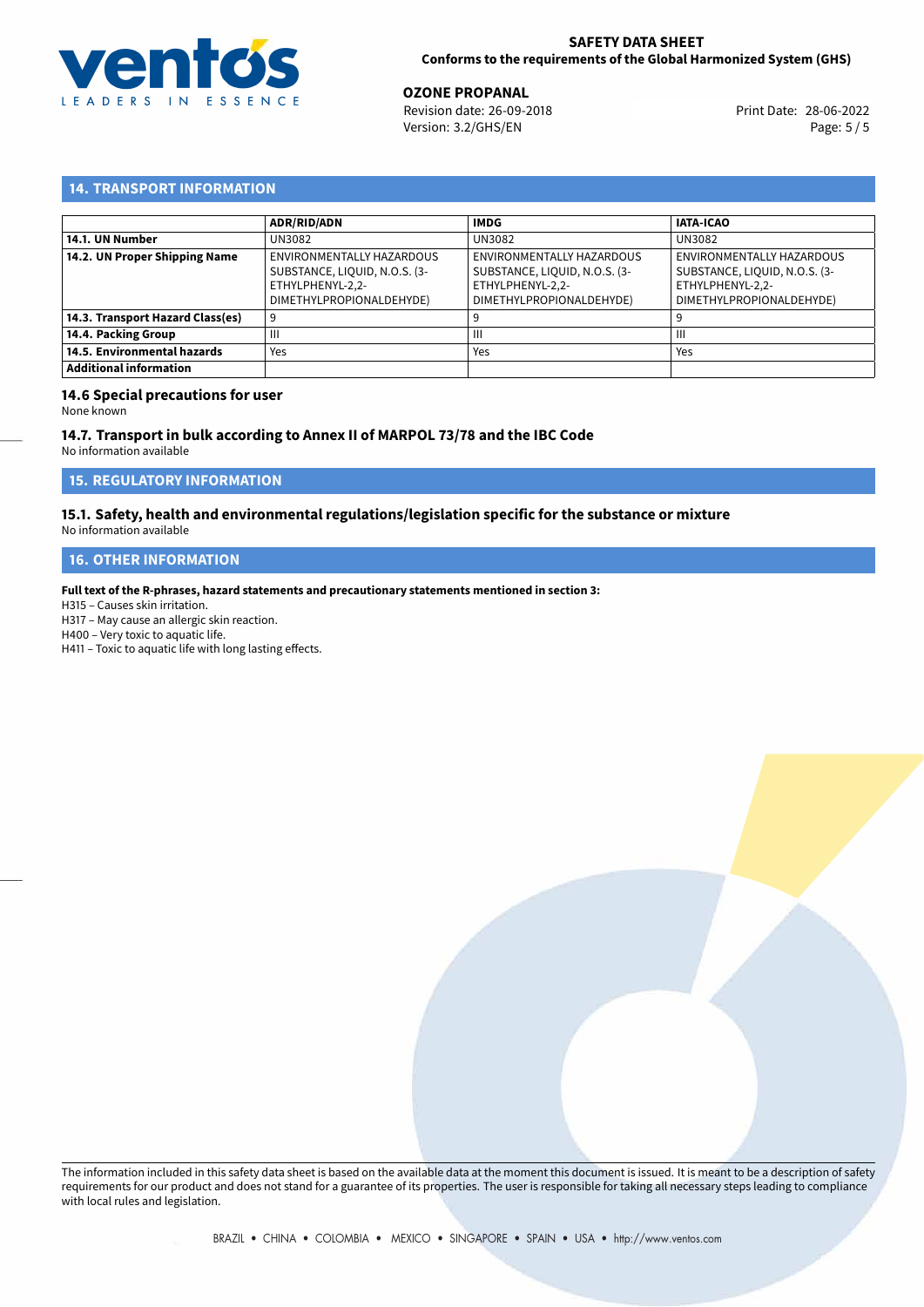## 14. TRANSPORT INFORMATION

| | ADR/RID/ADN | IMDG | IATA-ICAO |
|---|---|---|---|
| 14.1. UN Number | UN3082 | UN3082 | UN3082 |
| 14.2. UN Proper Shipping Name | ENVIRONMENTALLY HAZARDOUS SUBSTANCE, LIQUID, N.O.S. (3-ETHYLPHENYL-2,2-DIMETHYLPROPIONALDEHYDE) | ENVIRONMENTALLY HAZARDOUS SUBSTANCE, LIQUID, N.O.S. (3-ETHYLPHENYL-2,2-DIMETHYLPROPIONALDEHYDE) | ENVIRONMENTALLY HAZARDOUS SUBSTANCE, LIQUID, N.O.S. (3-ETHYLPHENYL-2,2-DIMETHYLPROPIONALDEHYDE) |
| 14.3. Transport Hazard Class(es) | 9 | 9 | 9 |
| 14.4. Packing Group | III | III | III |
| 14.5. Environmental hazards | Yes | Yes | Yes |
| Additional information | | | |

### 14.6 Special precautions for user

None known

### 14.7. Transport in bulk according to Annex II of MARPOL 73/78 and the IBC Code

No information available

## 15. REGULATORY INFORMATION

### 15.1. Safety, health and environmental regulations/legislation specific for the substance or mixture

No information available

## 16. OTHER INFORMATION

**Full text of the R-phrases, hazard statements and precautionary statements mentioned in section 3:**

H315 – Causes skin irritation.
H317 – May cause an allergic skin reaction.
H400 – Very toxic to aquatic life.
H411 – Toxic to aquatic life with long lasting effects.

The information included in this safety data sheet is based on the available data at the moment this document is issued. It is meant to be a description of safety requirements for our product and does not stand for a guarantee of its properties. The user is responsible for taking all necessary steps leading to compliance with local rules and legislation.